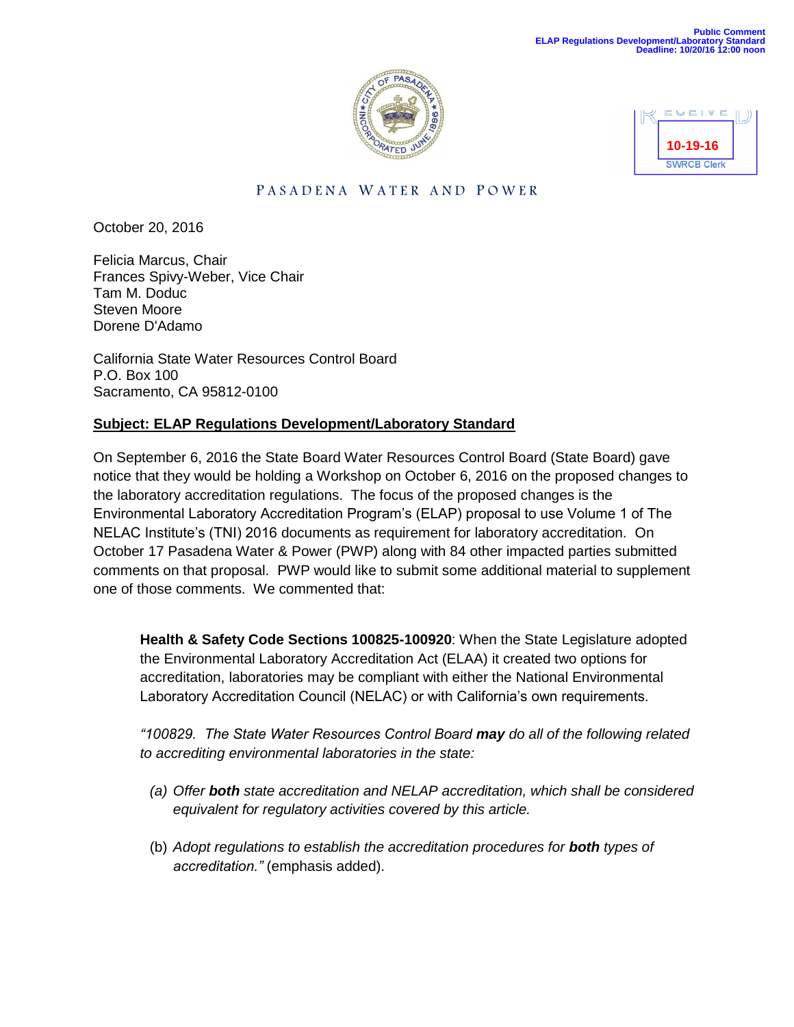Public Comment
ELAP Regulations Development/Laboratory Standard
Deadline: 10/20/16 12:00 noon

RECEIVED
10-19-16
SWRCB Clerk

PASADENA WATER AND POWER

October 20, 2016

Felicia Marcus, Chair
Frances Spivy-Weber, Vice Chair
Tam M. Doduc
Steven Moore
Dorene D'Adamo

California State Water Resources Control Board
P.O. Box 100
Sacramento, CA 95812-0100

**Subject: ELAP Regulations Development/Laboratory Standard**

On September 6, 2016 the State Board Water Resources Control Board (State Board) gave notice that they would be holding a Workshop on October 6, 2016 on the proposed changes to the laboratory accreditation regulations. The focus of the proposed changes is the Environmental Laboratory Accreditation Program's (ELAP) proposal to use Volume 1 of The NELAC Institute's (TNI) 2016 documents as requirement for laboratory accreditation. On October 17 Pasadena Water & Power (PWP) along with 84 other impacted parties submitted comments on that proposal. PWP would like to submit some additional material to supplement one of those comments. We commented that:

> **Health & Safety Code Sections 100825-100920**: When the State Legislature adopted the Environmental Laboratory Accreditation Act (ELAA) it created two options for accreditation, laboratories may be compliant with either the National Environmental Laboratory Accreditation Council (NELAC) or with California's own requirements.
>
> *"100829. The State Water Resources Control Board **may** do all of the following related to accrediting environmental laboratories in the state:*
>
> (a) *Offer **both** state accreditation and NELAP accreditation, which shall be considered equivalent for regulatory activities covered by this article.*
>
> (b) *Adopt regulations to establish the accreditation procedures for **both** types of accreditation."* (emphasis added).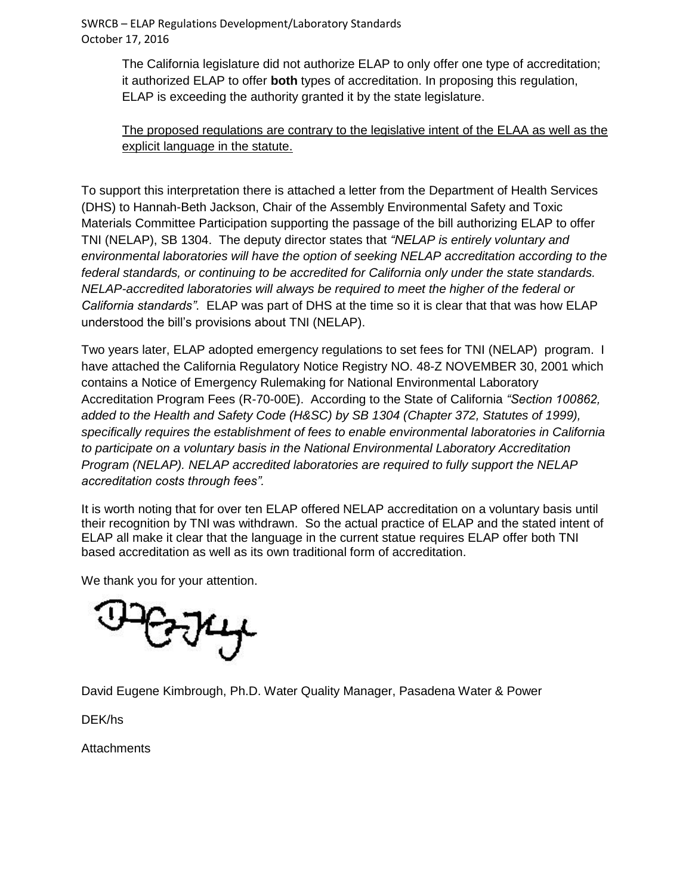The California legislature did not authorize ELAP to only offer one type of accreditation; it authorized ELAP to offer **both** types of accreditation. In proposing this regulation, ELAP is exceeding the authority granted it by the state legislature.

<u>The proposed regulations are contrary to the legislative intent of the ELAA as well as the explicit language in the statute.</u>

To support this interpretation there is attached a letter from the Department of Health Services (DHS) to Hannah-Beth Jackson, Chair of the Assembly Environmental Safety and Toxic Materials Committee Participation supporting the passage of the bill authorizing ELAP to offer TNI (NELAP), SB 1304. The deputy director states that *"NELAP is entirely voluntary and environmental laboratories will have the option of seeking NELAP accreditation according to the federal standards, or continuing to be accredited for California only under the state standards. NELAP-accredited laboratories will always be required to meet the higher of the federal or California standards"*. ELAP was part of DHS at the time so it is clear that that was how ELAP understood the bill's provisions about TNI (NELAP).

Two years later, ELAP adopted emergency regulations to set fees for TNI (NELAP) program. I have attached the California Regulatory Notice Registry NO. 48-Z NOVEMBER 30, 2001 which contains a Notice of Emergency Rulemaking for National Environmental Laboratory Accreditation Program Fees (R-70-00E). According to the State of California *"Section 100862, added to the Health and Safety Code (H&SC) by SB 1304 (Chapter 372, Statutes of 1999), specifically requires the establishment of fees to enable environmental laboratories in California to participate on a voluntary basis in the National Environmental Laboratory Accreditation Program (NELAP). NELAP accredited laboratories are required to fully support the NELAP accreditation costs through fees".*

It is worth noting that for over ten ELAP offered NELAP accreditation on a voluntary basis until their recognition by TNI was withdrawn. So the actual practice of ELAP and the stated intent of ELAP all make it clear that the language in the current statue requires ELAP offer both TNI based accreditation as well as its own traditional form of accreditation.

We thank you for your attention.

David Eugene Kimbrough, Ph.D. Water Quality Manager, Pasadena Water & Power

DEK/hs

Attachments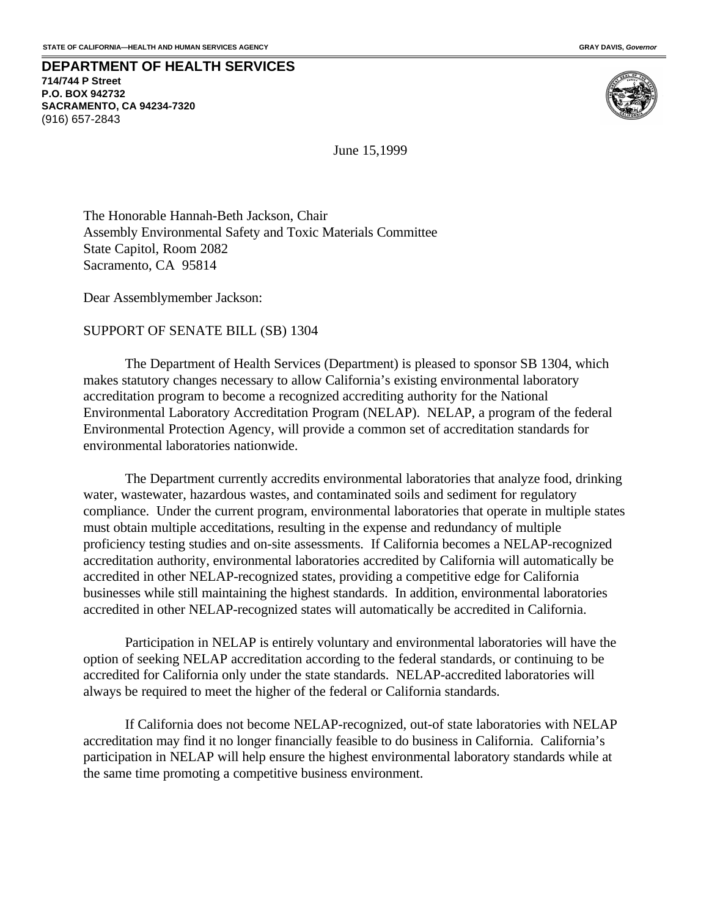STATE OF CALIFORNIA—HEALTH AND HUMAN SERVICES AGENCY GRAY DAVIS, *Governor*

**DEPARTMENT OF HEALTH SERVICES**
**714/744 P Street**
**P.O. BOX 942732**
**SACRAMENTO, CA 94234-7320**
(916) 657-2843

June 15,1999

The Honorable Hannah-Beth Jackson, Chair
Assembly Environmental Safety and Toxic Materials Committee
State Capitol, Room 2082
Sacramento, CA 95814

Dear Assemblymember Jackson:

SUPPORT OF SENATE BILL (SB) 1304

The Department of Health Services (Department) is pleased to sponsor SB 1304, which makes statutory changes necessary to allow California's existing environmental laboratory accreditation program to become a recognized accrediting authority for the National Environmental Laboratory Accreditation Program (NELAP). NELAP, a program of the federal Environmental Protection Agency, will provide a common set of accreditation standards for environmental laboratories nationwide.

The Department currently accredits environmental laboratories that analyze food, drinking water, wastewater, hazardous wastes, and contaminated soils and sediment for regulatory compliance. Under the current program, environmental laboratories that operate in multiple states must obtain multiple acceditations, resulting in the expense and redundancy of multiple proficiency testing studies and on-site assessments. If California becomes a NELAP-recognized accreditation authority, environmental laboratories accredited by California will automatically be accredited in other NELAP-recognized states, providing a competitive edge for California businesses while still maintaining the highest standards. In addition, environmental laboratories accredited in other NELAP-recognized states will automatically be accredited in California.

Participation in NELAP is entirely voluntary and environmental laboratories will have the option of seeking NELAP accreditation according to the federal standards, or continuing to be accredited for California only under the state standards. NELAP-accredited laboratories will always be required to meet the higher of the federal or California standards.

If California does not become NELAP-recognized, out-of state laboratories with NELAP accreditation may find it no longer financially feasible to do business in California. California's participation in NELAP will help ensure the highest environmental laboratory standards while at the same time promoting a competitive business environment.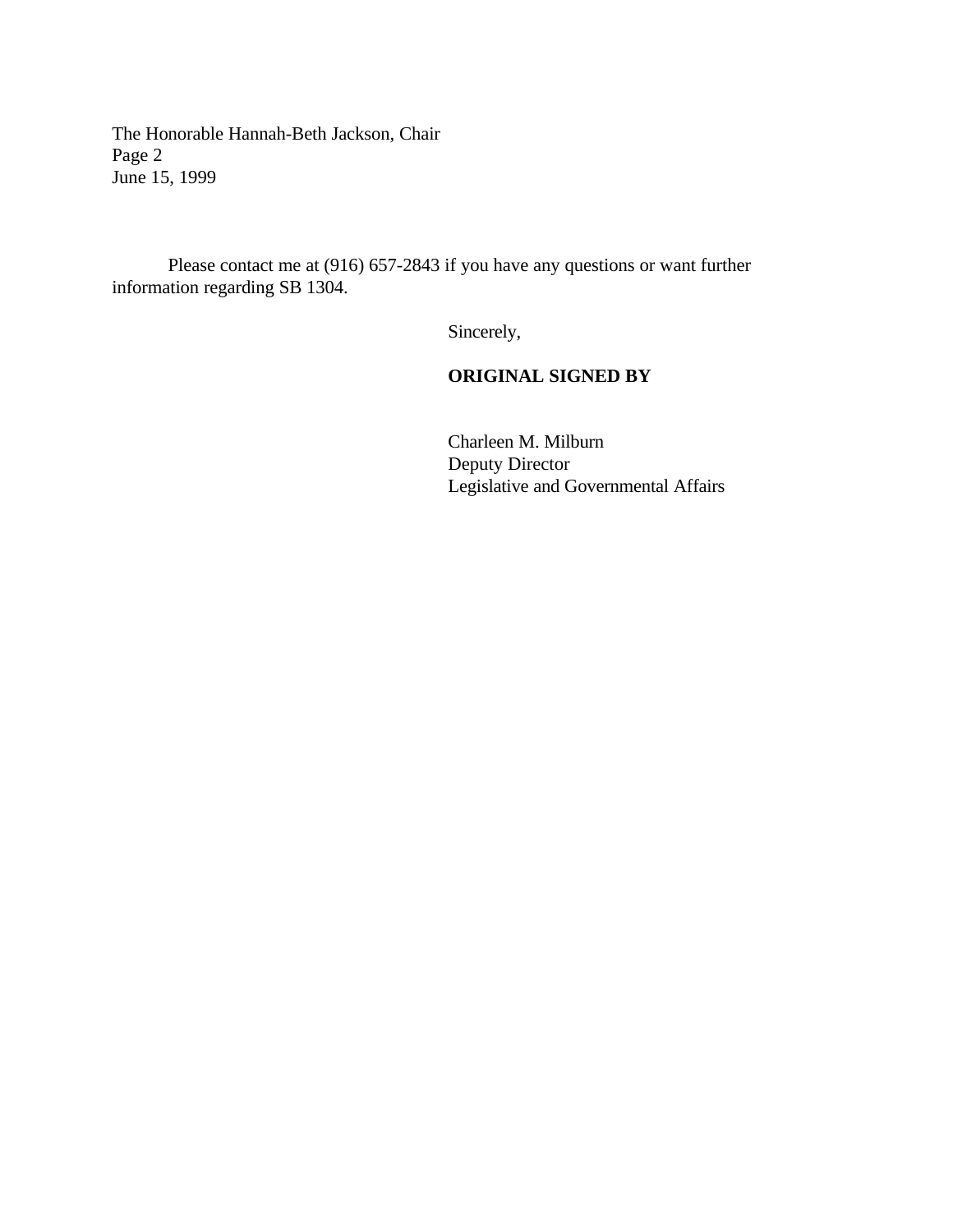Please contact me at (916) 657-2843 if you have any questions or want further information regarding SB 1304.

Sincerely,

**ORIGINAL SIGNED BY**

Charleen M. Milburn
Deputy Director
Legislative and Governmental Affairs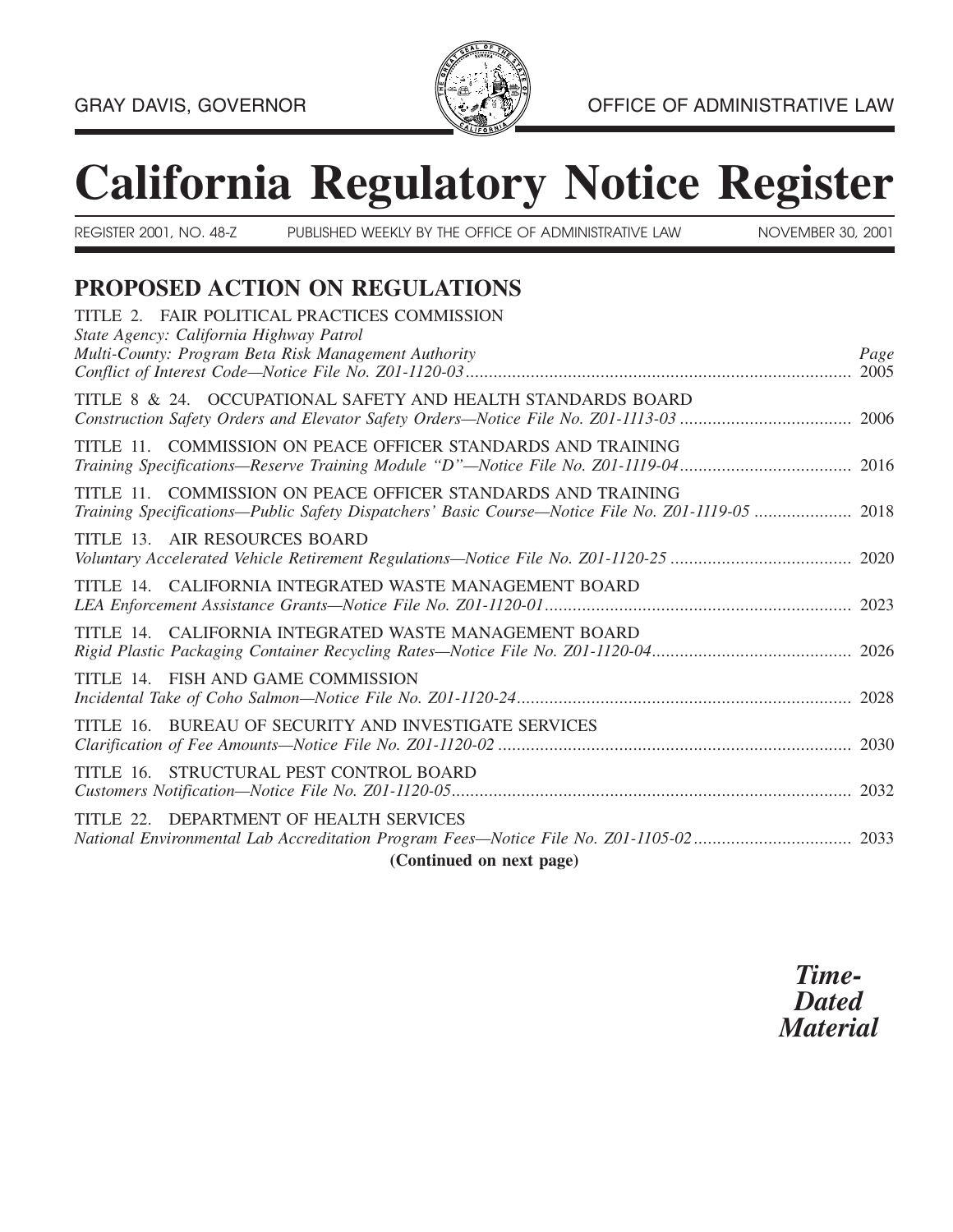GRAY DAVIS, GOVERNOR

OFFICE OF ADMINISTRATIVE LAW

# California Regulatory Notice Register

REGISTER 2001, NO. 48-Z PUBLISHED WEEKLY BY THE OFFICE OF ADMINISTRATIVE LAW NOVEMBER 30, 2001

## PROPOSED ACTION ON REGULATIONS

TITLE 2. FAIR POLITICAL PRACTICES COMMISSION
*State Agency: California Highway Patrol*
*Multi-County: Program Beta Risk Management Authority* — *Page*
*Conflict of Interest Code—Notice File No. Z01-1120-03* .......... 2005

TITLE 8 & 24. OCCUPATIONAL SAFETY AND HEALTH STANDARDS BOARD
*Construction Safety Orders and Elevator Safety Orders—Notice File No. Z01-1113-03* .......... 2006

TITLE 11. COMMISSION ON PEACE OFFICER STANDARDS AND TRAINING
*Training Specifications—Reserve Training Module "D"—Notice File No. Z01-1119-04* .......... 2016

TITLE 11. COMMISSION ON PEACE OFFICER STANDARDS AND TRAINING
*Training Specifications—Public Safety Dispatchers' Basic Course—Notice File No. Z01-1119-05* .......... 2018

TITLE 13. AIR RESOURCES BOARD
*Voluntary Accelerated Vehicle Retirement Regulations—Notice File No. Z01-1120-25* .......... 2020

TITLE 14. CALIFORNIA INTEGRATED WASTE MANAGEMENT BOARD
*LEA Enforcement Assistance Grants—Notice File No. Z01-1120-01* .......... 2023

TITLE 14. CALIFORNIA INTEGRATED WASTE MANAGEMENT BOARD
*Rigid Plastic Packaging Container Recycling Rates—Notice File No. Z01-1120-04* .......... 2026

TITLE 14. FISH AND GAME COMMISSION
*Incidental Take of Coho Salmon—Notice File No. Z01-1120-24* .......... 2028

TITLE 16. BUREAU OF SECURITY AND INVESTIGATE SERVICES
*Clarification of Fee Amounts—Notice File No. Z01-1120-02* .......... 2030

TITLE 16. STRUCTURAL PEST CONTROL BOARD
*Customers Notification—Notice File No. Z01-1120-05* .......... 2032

TITLE 22. DEPARTMENT OF HEALTH SERVICES
*National Environmental Lab Accreditation Program Fees—Notice File No. Z01-1105-02* .......... 2033

**(Continued on next page)**

***Time-Dated Material***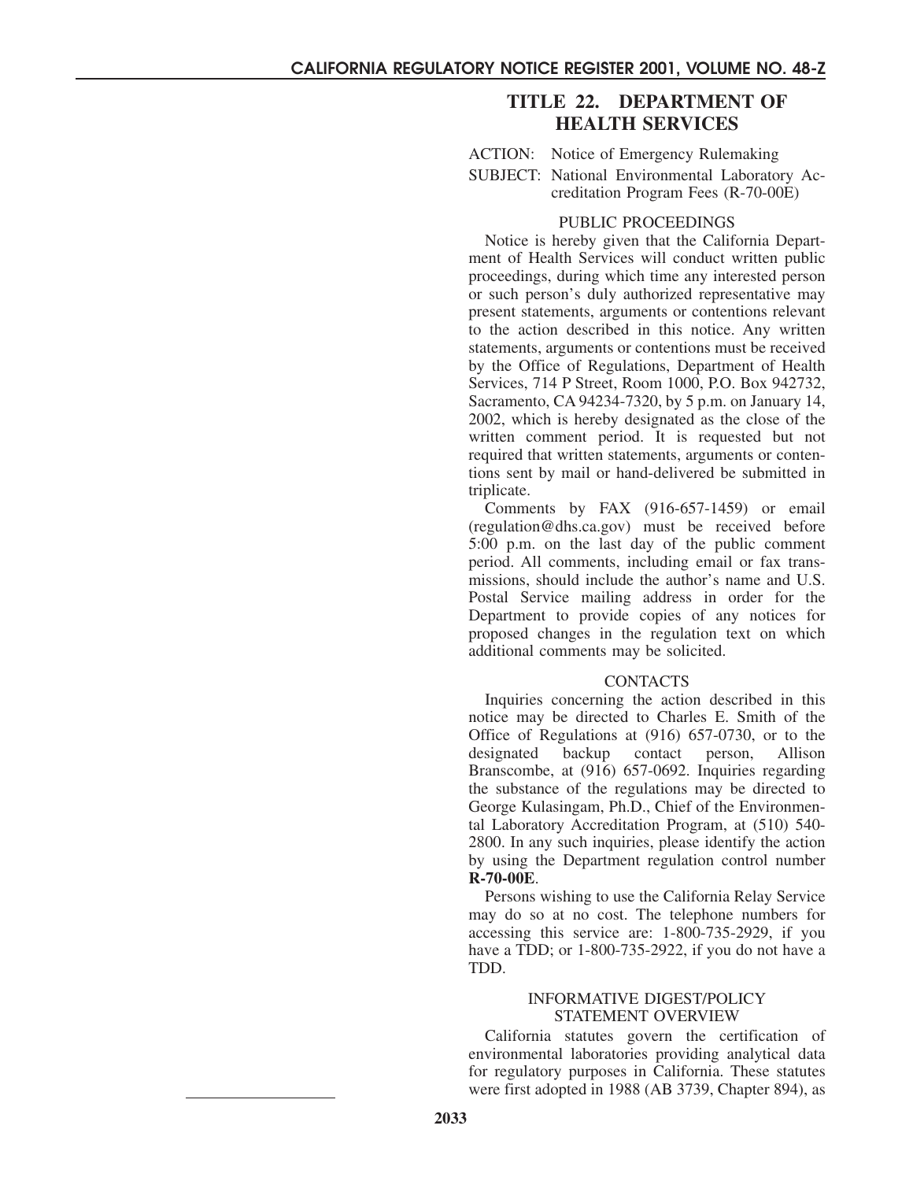## TITLE 22. DEPARTMENT OF HEALTH SERVICES

ACTION: Notice of Emergency Rulemaking

SUBJECT: National Environmental Laboratory Accreditation Program Fees (R-70-00E)

### PUBLIC PROCEEDINGS

Notice is hereby given that the California Department of Health Services will conduct written public proceedings, during which time any interested person or such person's duly authorized representative may present statements, arguments or contentions relevant to the action described in this notice. Any written statements, arguments or contentions must be received by the Office of Regulations, Department of Health Services, 714 P Street, Room 1000, P.O. Box 942732, Sacramento, CA 94234-7320, by 5 p.m. on January 14, 2002, which is hereby designated as the close of the written comment period. It is requested but not required that written statements, arguments or contentions sent by mail or hand-delivered be submitted in triplicate.

Comments by FAX (916-657-1459) or email (regulation@dhs.ca.gov) must be received before 5:00 p.m. on the last day of the public comment period. All comments, including email or fax transmissions, should include the author's name and U.S. Postal Service mailing address in order for the Department to provide copies of any notices for proposed changes in the regulation text on which additional comments may be solicited.

### CONTACTS

Inquiries concerning the action described in this notice may be directed to Charles E. Smith of the Office of Regulations at (916) 657-0730, or to the designated backup contact person, Allison Branscombe, at (916) 657-0692. Inquiries regarding the substance of the regulations may be directed to George Kulasingam, Ph.D., Chief of the Environmental Laboratory Accreditation Program, at (510) 540-2800. In any such inquiries, please identify the action by using the Department regulation control number **R-70-00E**.

Persons wishing to use the California Relay Service may do so at no cost. The telephone numbers for accessing this service are: 1-800-735-2929, if you have a TDD; or 1-800-735-2922, if you do not have a TDD.

### INFORMATIVE DIGEST/POLICY STATEMENT OVERVIEW

California statutes govern the certification of environmental laboratories providing analytical data for regulatory purposes in California. These statutes were first adopted in 1988 (AB 3739, Chapter 894), as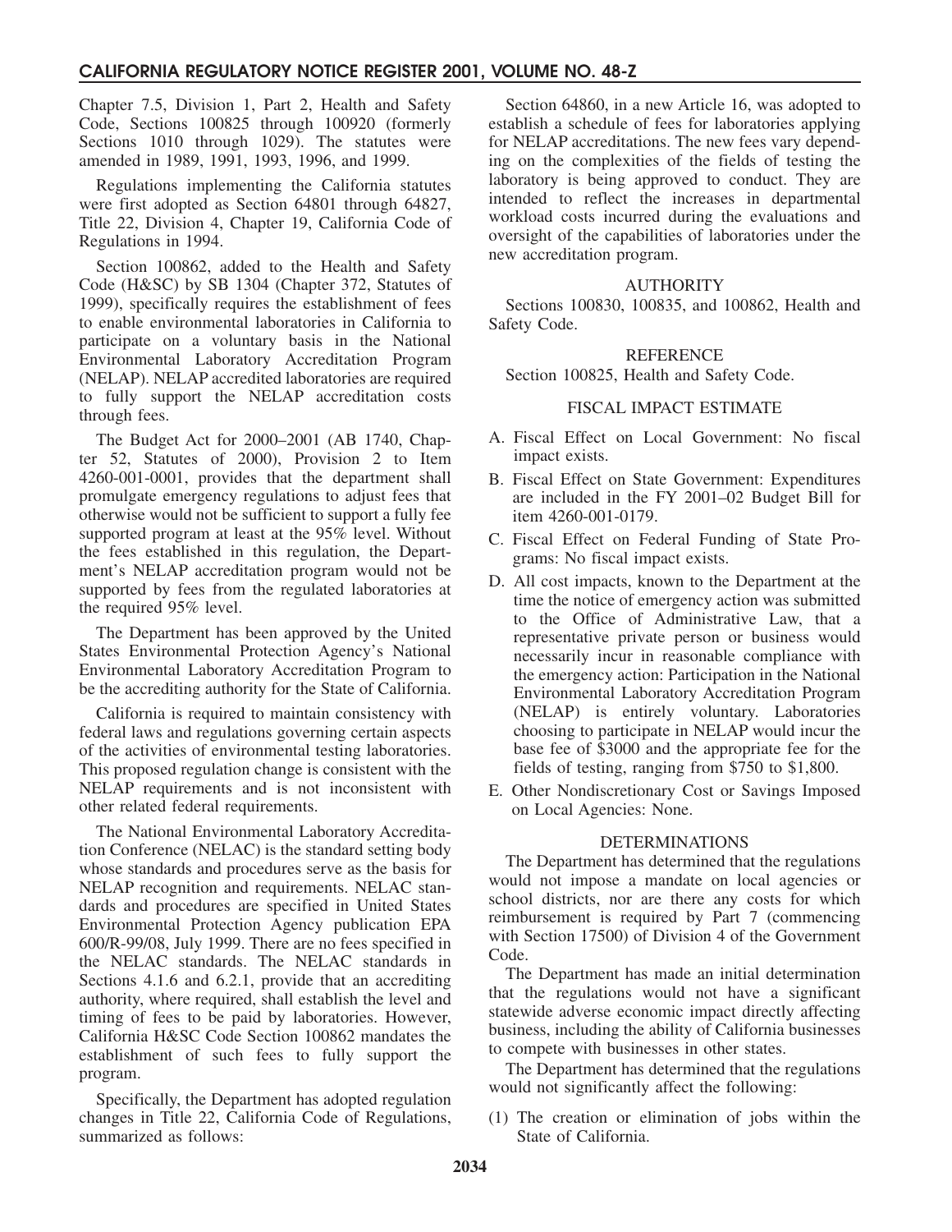Chapter 7.5, Division 1, Part 2, Health and Safety Code, Sections 100825 through 100920 (formerly Sections 1010 through 1029). The statutes were amended in 1989, 1991, 1993, 1996, and 1999.

Regulations implementing the California statutes were first adopted as Section 64801 through 64827, Title 22, Division 4, Chapter 19, California Code of Regulations in 1994.

Section 100862, added to the Health and Safety Code (H&SC) by SB 1304 (Chapter 372, Statutes of 1999), specifically requires the establishment of fees to enable environmental laboratories in California to participate on a voluntary basis in the National Environmental Laboratory Accreditation Program (NELAP). NELAP accredited laboratories are required to fully support the NELAP accreditation costs through fees.

The Budget Act for 2000–2001 (AB 1740, Chapter 52, Statutes of 2000), Provision 2 to Item 4260-001-0001, provides that the department shall promulgate emergency regulations to adjust fees that otherwise would not be sufficient to support a fully fee supported program at least at the 95% level. Without the fees established in this regulation, the Department's NELAP accreditation program would not be supported by fees from the regulated laboratories at the required 95% level.

The Department has been approved by the United States Environmental Protection Agency's National Environmental Laboratory Accreditation Program to be the accrediting authority for the State of California.

California is required to maintain consistency with federal laws and regulations governing certain aspects of the activities of environmental testing laboratories. This proposed regulation change is consistent with the NELAP requirements and is not inconsistent with other related federal requirements.

The National Environmental Laboratory Accreditation Conference (NELAC) is the standard setting body whose standards and procedures serve as the basis for NELAP recognition and requirements. NELAC standards and procedures are specified in United States Environmental Protection Agency publication EPA 600/R-99/08, July 1999. There are no fees specified in the NELAC standards. The NELAC standards in Sections 4.1.6 and 6.2.1, provide that an accrediting authority, where required, shall establish the level and timing of fees to be paid by laboratories. However, California H&SC Code Section 100862 mandates the establishment of such fees to fully support the program.

Specifically, the Department has adopted regulation changes in Title 22, California Code of Regulations, summarized as follows:

Section 64860, in a new Article 16, was adopted to establish a schedule of fees for laboratories applying for NELAP accreditations. The new fees vary depending on the complexities of the fields of testing the laboratory is being approved to conduct. They are intended to reflect the increases in departmental workload costs incurred during the evaluations and oversight of the capabilities of laboratories under the new accreditation program.

## AUTHORITY

Sections 100830, 100835, and 100862, Health and Safety Code.

## REFERENCE

Section 100825, Health and Safety Code.

## FISCAL IMPACT ESTIMATE

A. Fiscal Effect on Local Government: No fiscal impact exists.

B. Fiscal Effect on State Government: Expenditures are included in the FY 2001–02 Budget Bill for item 4260-001-0179.

C. Fiscal Effect on Federal Funding of State Programs: No fiscal impact exists.

D. All cost impacts, known to the Department at the time the notice of emergency action was submitted to the Office of Administrative Law, that a representative private person or business would necessarily incur in reasonable compliance with the emergency action: Participation in the National Environmental Laboratory Accreditation Program (NELAP) is entirely voluntary. Laboratories choosing to participate in NELAP would incur the base fee of $3000 and the appropriate fee for the fields of testing, ranging from $750 to $1,800.

E. Other Nondiscretionary Cost or Savings Imposed on Local Agencies: None.

## DETERMINATIONS

The Department has determined that the regulations would not impose a mandate on local agencies or school districts, nor are there any costs for which reimbursement is required by Part 7 (commencing with Section 17500) of Division 4 of the Government Code.

The Department has made an initial determination that the regulations would not have a significant statewide adverse economic impact directly affecting business, including the ability of California businesses to compete with businesses in other states.

The Department has determined that the regulations would not significantly affect the following:

(1) The creation or elimination of jobs within the State of California.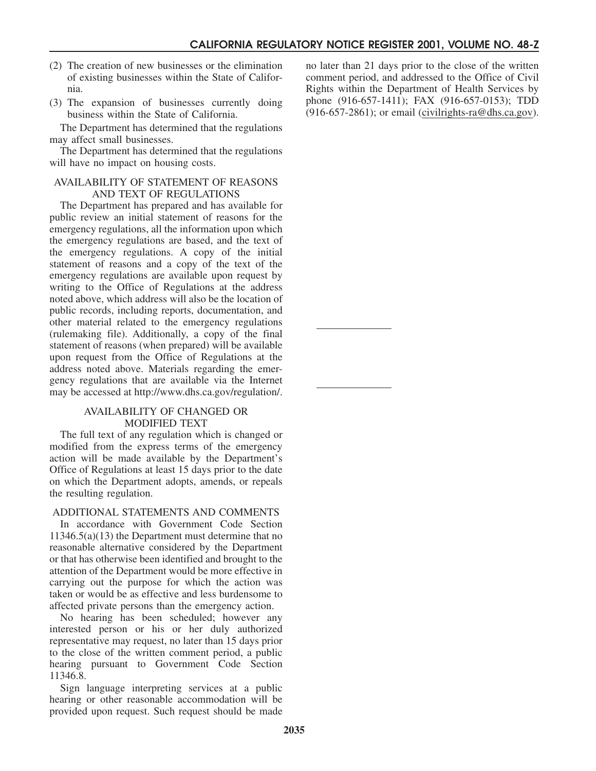(2) The creation of new businesses or the elimination of existing businesses within the State of California.

(3) The expansion of businesses currently doing business within the State of California.

The Department has determined that the regulations may affect small businesses.

The Department has determined that the regulations will have no impact on housing costs.

### AVAILABILITY OF STATEMENT OF REASONS AND TEXT OF REGULATIONS

The Department has prepared and has available for public review an initial statement of reasons for the emergency regulations, all the information upon which the emergency regulations are based, and the text of the emergency regulations. A copy of the initial statement of reasons and a copy of the text of the emergency regulations are available upon request by writing to the Office of Regulations at the address noted above, which address will also be the location of public records, including reports, documentation, and other material related to the emergency regulations (rulemaking file). Additionally, a copy of the final statement of reasons (when prepared) will be available upon request from the Office of Regulations at the address noted above. Materials regarding the emergency regulations that are available via the Internet may be accessed at http://www.dhs.ca.gov/regulation/.

### AVAILABILITY OF CHANGED OR MODIFIED TEXT

The full text of any regulation which is changed or modified from the express terms of the emergency action will be made available by the Department's Office of Regulations at least 15 days prior to the date on which the Department adopts, amends, or repeals the resulting regulation.

### ADDITIONAL STATEMENTS AND COMMENTS

In accordance with Government Code Section 11346.5(a)(13) the Department must determine that no reasonable alternative considered by the Department or that has otherwise been identified and brought to the attention of the Department would be more effective in carrying out the purpose for which the action was taken or would be as effective and less burdensome to affected private persons than the emergency action.

No hearing has been scheduled; however any interested person or his or her duly authorized representative may request, no later than 15 days prior to the close of the written comment period, a public hearing pursuant to Government Code Section 11346.8.

Sign language interpreting services at a public hearing or other reasonable accommodation will be provided upon request. Such request should be made no later than 21 days prior to the close of the written comment period, and addressed to the Office of Civil Rights within the Department of Health Services by phone (916-657-1411); FAX (916-657-0153); TDD (916-657-2861); or email (civilrights-ra@dhs.ca.gov).